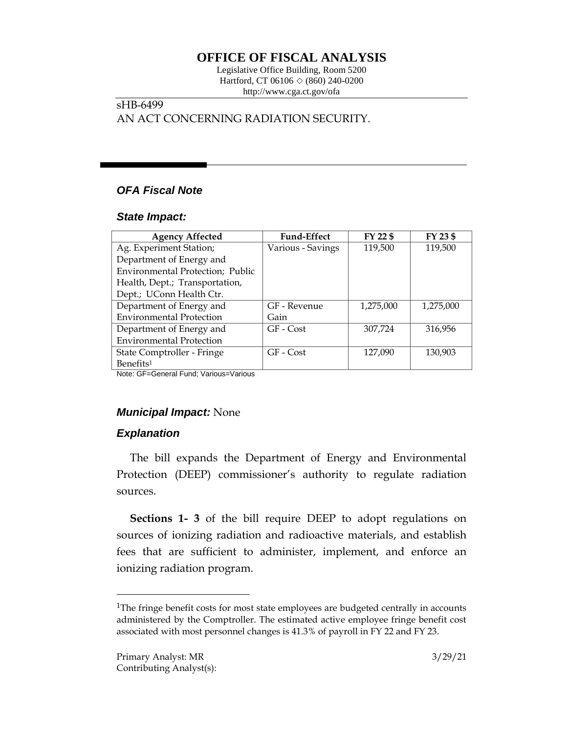# OFFICE OF FISCAL ANALYSIS

Legislative Office Building, Room 5200
Hartford, CT 06106 ◇ (860) 240-0200
http://www.cga.ct.gov/ofa

sHB-6499
AN ACT CONCERNING RADIATION SECURITY.

## *OFA Fiscal Note*

### *State Impact:*

| Agency Affected | Fund-Effect | FY 22 $ | FY 23 $ |
|---|---|---|---|
| Ag. Experiment Station; Department of Energy and Environmental Protection; Public Health, Dept.; Transportation, Dept.; UConn Health Ctr. | Various - Savings | 119,500 | 119,500 |
| Department of Energy and Environmental Protection | GF - Revenue Gain | 1,275,000 | 1,275,000 |
| Department of Energy and Environmental Protection | GF - Cost | 307,724 | 316,956 |
| State Comptroller - Fringe Benefits[1] | GF - Cost | 127,090 | 130,903 |

Note: GF=General Fund; Various=Various

### *Municipal Impact:* None

### *Explanation*

The bill expands the Department of Energy and Environmental Protection (DEEP) commissioner's authority to regulate radiation sources.

**Sections 1- 3** of the bill require DEEP to adopt regulations on sources of ionizing radiation and radioactive materials, and establish fees that are sufficient to administer, implement, and enforce an ionizing radiation program.

[1]The fringe benefit costs for most state employees are budgeted centrally in accounts administered by the Comptroller. The estimated active employee fringe benefit cost associated with most personnel changes is 41.3% of payroll in FY 22 and FY 23.

Primary Analyst: MR
Contributing Analyst(s):

3/29/21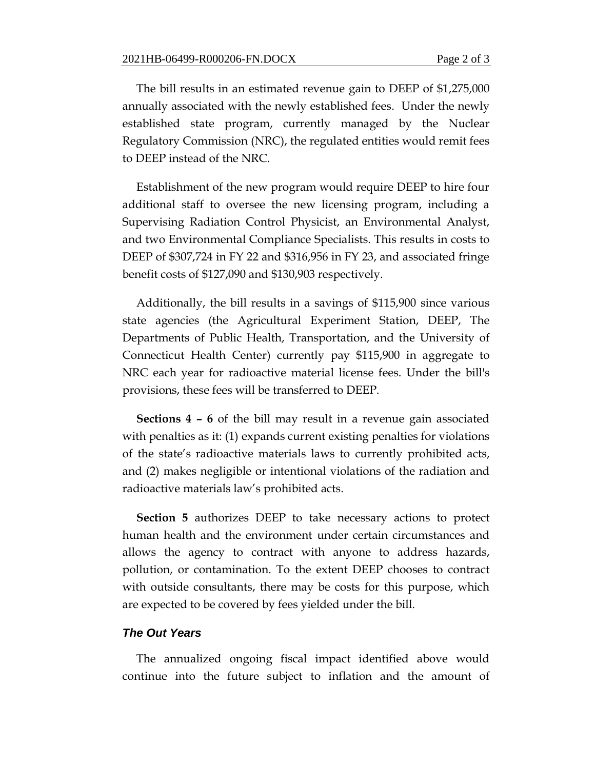The bill results in an estimated revenue gain to DEEP of $1,275,000 annually associated with the newly established fees. Under the newly established state program, currently managed by the Nuclear Regulatory Commission (NRC), the regulated entities would remit fees to DEEP instead of the NRC.

Establishment of the new program would require DEEP to hire four additional staff to oversee the new licensing program, including a Supervising Radiation Control Physicist, an Environmental Analyst, and two Environmental Compliance Specialists. This results in costs to DEEP of $307,724 in FY 22 and $316,956 in FY 23, and associated fringe benefit costs of $127,090 and $130,903 respectively.

Additionally, the bill results in a savings of $115,900 since various state agencies (the Agricultural Experiment Station, DEEP, The Departments of Public Health, Transportation, and the University of Connecticut Health Center) currently pay $115,900 in aggregate to NRC each year for radioactive material license fees. Under the bill's provisions, these fees will be transferred to DEEP.

**Sections 4 – 6** of the bill may result in a revenue gain associated with penalties as it: (1) expands current existing penalties for violations of the state's radioactive materials laws to currently prohibited acts, and (2) makes negligible or intentional violations of the radiation and radioactive materials law's prohibited acts.

**Section 5** authorizes DEEP to take necessary actions to protect human health and the environment under certain circumstances and allows the agency to contract with anyone to address hazards, pollution, or contamination. To the extent DEEP chooses to contract with outside consultants, there may be costs for this purpose, which are expected to be covered by fees yielded under the bill.

### *The Out Years*

The annualized ongoing fiscal impact identified above would continue into the future subject to inflation and the amount of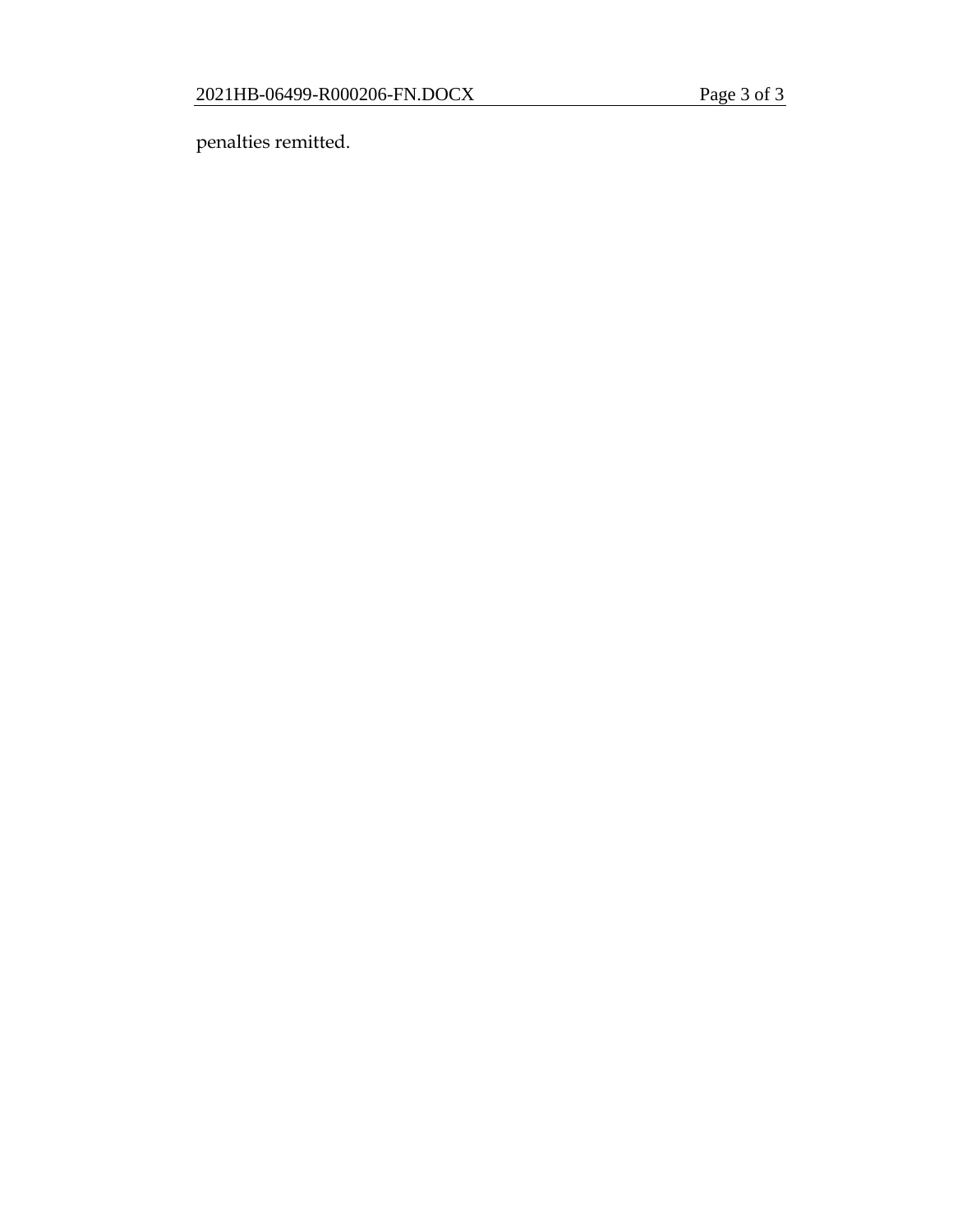penalties remitted.